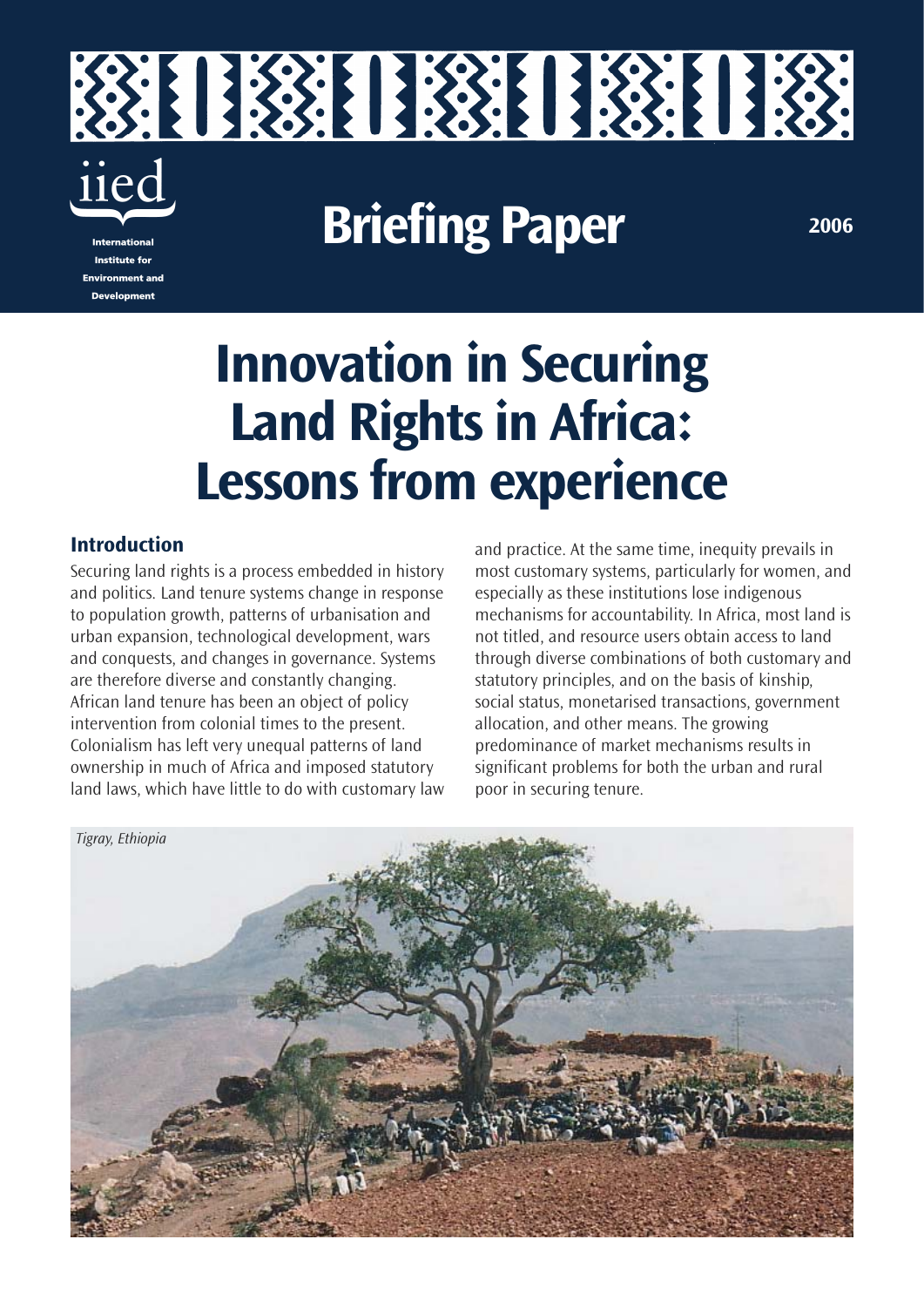iied

International Institute for Environment and Development

# Briefing Paper

2006

# Innovation in Securing Land Rights in Africa: Lessons from experience

## Introduction

Securing land rights is a process embedded in history and politics. Land tenure systems change in response to population growth, patterns of urbanisation and urban expansion, technological development, wars and conquests, and changes in governance. Systems are therefore diverse and constantly changing. African land tenure has been an object of policy intervention from colonial times to the present. Colonialism has left very unequal patterns of land ownership in much of Africa and imposed statutory land laws, which have little to do with customary law and practice. At the same time, inequity prevails in most customary systems, particularly for women, and especially as these institutions lose indigenous mechanisms for accountability. In Africa, most land is not titled, and resource users obtain access to land through diverse combinations of both customary and statutory principles, and on the basis of kinship, social status, monetarised transactions, government allocation, and other means. The growing predominance of market mechanisms results in significant problems for both the urban and rural poor in securing tenure.

*Tigray, Ethiopia*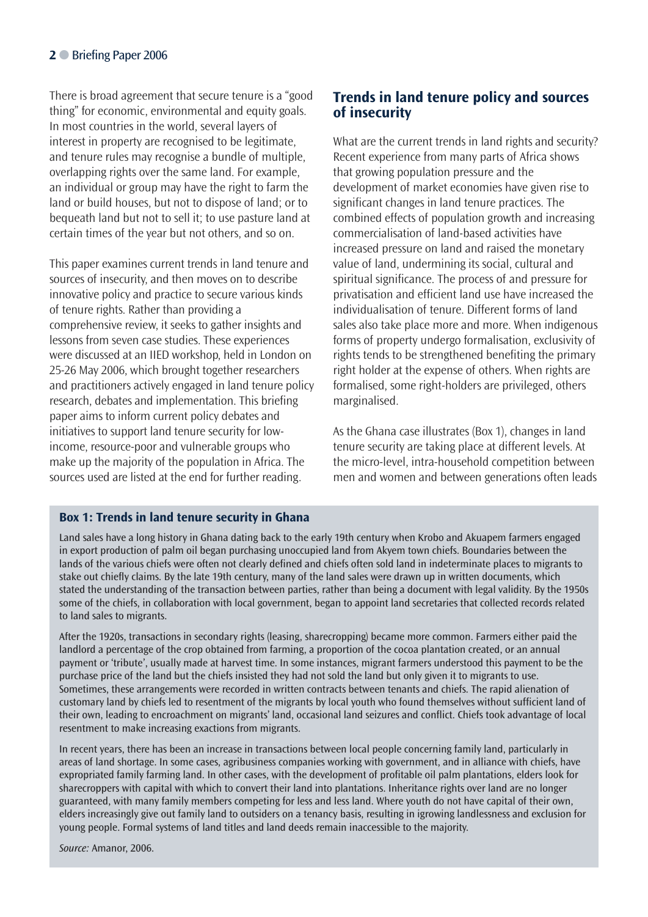There is broad agreement that secure tenure is a "good thing" for economic, environmental and equity goals. In most countries in the world, several layers of interest in property are recognised to be legitimate, and tenure rules may recognise a bundle of multiple, overlapping rights over the same land. For example, an individual or group may have the right to farm the land or build houses, but not to dispose of land; or to bequeath land but not to sell it; to use pasture land at certain times of the year but not others, and so on.

This paper examines current trends in land tenure and sources of insecurity, and then moves on to describe innovative policy and practice to secure various kinds of tenure rights. Rather than providing a comprehensive review, it seeks to gather insights and lessons from seven case studies. These experiences were discussed at an IIED workshop, held in London on 25-26 May 2006, which brought together researchers and practitioners actively engaged in land tenure policy research, debates and implementation. This briefing paper aims to inform current policy debates and initiatives to support land tenure security for low-income, resource-poor and vulnerable groups who make up the majority of the population in Africa. The sources used are listed at the end for further reading.

## Trends in land tenure policy and sources of insecurity

What are the current trends in land rights and security? Recent experience from many parts of Africa shows that growing population pressure and the development of market economies have given rise to significant changes in land tenure practices. The combined effects of population growth and increasing commercialisation of land-based activities have increased pressure on land and raised the monetary value of land, undermining its social, cultural and spiritual significance. The process of and pressure for privatisation and efficient land use have increased the individualisation of tenure. Different forms of land sales also take place more and more. When indigenous forms of property undergo formalisation, exclusivity of rights tends to be strengthened benefiting the primary right holder at the expense of others. When rights are formalised, some right-holders are privileged, others marginalised.

As the Ghana case illustrates (Box 1), changes in land tenure security are taking place at different levels. At the micro-level, intra-household competition between men and women and between generations often leads

### Box 1: Trends in land tenure security in Ghana

Land sales have a long history in Ghana dating back to the early 19th century when Krobo and Akuapem farmers engaged in export production of palm oil began purchasing unoccupied land from Akyem town chiefs. Boundaries between the lands of the various chiefs were often not clearly defined and chiefs often sold land in indeterminate places to migrants to stake out chiefly claims. By the late 19th century, many of the land sales were drawn up in written documents, which stated the understanding of the transaction between parties, rather than being a document with legal validity. By the 1950s some of the chiefs, in collaboration with local government, began to appoint land secretaries that collected records related to land sales to migrants.

After the 1920s, transactions in secondary rights (leasing, sharecropping) became more common. Farmers either paid the landlord a percentage of the crop obtained from farming, a proportion of the cocoa plantation created, or an annual payment or 'tribute', usually made at harvest time. In some instances, migrant farmers understood this payment to be the purchase price of the land but the chiefs insisted they had not sold the land but only given it to migrants to use. Sometimes, these arrangements were recorded in written contracts between tenants and chiefs. The rapid alienation of customary land by chiefs led to resentment of the migrants by local youth who found themselves without sufficient land of their own, leading to encroachment on migrants' land, occasional land seizures and conflict. Chiefs took advantage of local resentment to make increasing exactions from migrants.

In recent years, there has been an increase in transactions between local people concerning family land, particularly in areas of land shortage. In some cases, agribusiness companies working with government, and in alliance with chiefs, have expropriated family farming land. In other cases, with the development of profitable oil palm plantations, elders look for sharecroppers with capital with which to convert their land into plantations. Inheritance rights over land are no longer guaranteed, with many family members competing for less and less land. Where youth do not have capital of their own, elders increasingly give out family land to outsiders on a tenancy basis, resulting in igrowing landlessness and exclusion for young people. Formal systems of land titles and land deeds remain inaccessible to the majority.

*Source:* Amanor, 2006.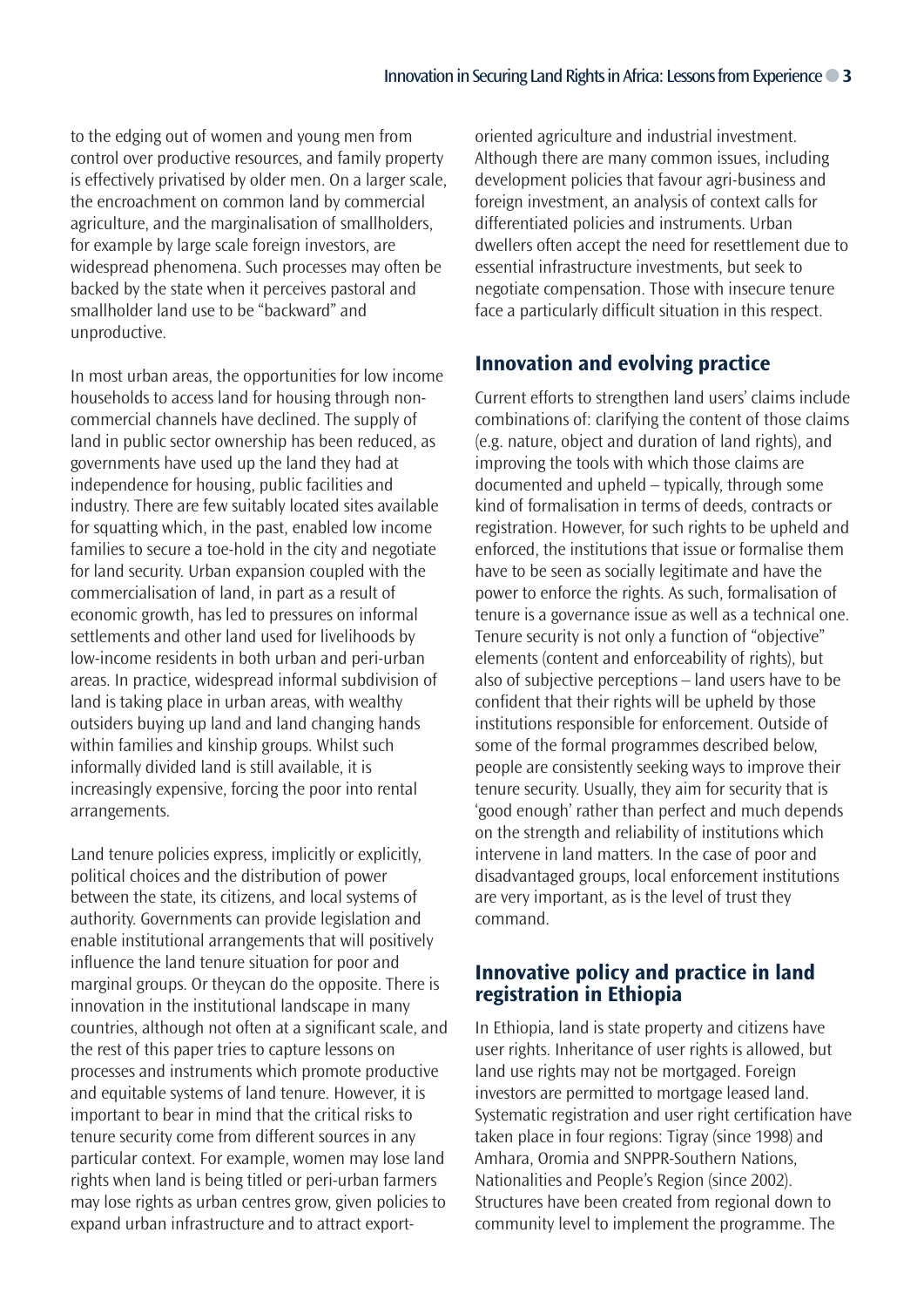to the edging out of women and young men from control over productive resources, and family property is effectively privatised by older men. On a larger scale, the encroachment on common land by commercial agriculture, and the marginalisation of smallholders, for example by large scale foreign investors, are widespread phenomena. Such processes may often be backed by the state when it perceives pastoral and smallholder land use to be "backward" and unproductive.

In most urban areas, the opportunities for low income households to access land for housing through non-commercial channels have declined. The supply of land in public sector ownership has been reduced, as governments have used up the land they had at independence for housing, public facilities and industry. There are few suitably located sites available for squatting which, in the past, enabled low income families to secure a toe-hold in the city and negotiate for land security. Urban expansion coupled with the commercialisation of land, in part as a result of economic growth, has led to pressures on informal settlements and other land used for livelihoods by low-income residents in both urban and peri-urban areas. In practice, widespread informal subdivision of land is taking place in urban areas, with wealthy outsiders buying up land and land changing hands within families and kinship groups. Whilst such informally divided land is still available, it is increasingly expensive, forcing the poor into rental arrangements.

Land tenure policies express, implicitly or explicitly, political choices and the distribution of power between the state, its citizens, and local systems of authority. Governments can provide legislation and enable institutional arrangements that will positively influence the land tenure situation for poor and marginal groups. Or theycan do the opposite. There is innovation in the institutional landscape in many countries, although not often at a significant scale, and the rest of this paper tries to capture lessons on processes and instruments which promote productive and equitable systems of land tenure. However, it is important to bear in mind that the critical risks to tenure security come from different sources in any particular context. For example, women may lose land rights when land is being titled or peri-urban farmers may lose rights as urban centres grow, given policies to expand urban infrastructure and to attract export-oriented agriculture and industrial investment. Although there are many common issues, including development policies that favour agri-business and foreign investment, an analysis of context calls for differentiated policies and instruments. Urban dwellers often accept the need for resettlement due to essential infrastructure investments, but seek to negotiate compensation. Those with insecure tenure face a particularly difficult situation in this respect.

## Innovation and evolving practice

Current efforts to strengthen land users' claims include combinations of: clarifying the content of those claims (e.g. nature, object and duration of land rights), and improving the tools with which those claims are documented and upheld – typically, through some kind of formalisation in terms of deeds, contracts or registration. However, for such rights to be upheld and enforced, the institutions that issue or formalise them have to be seen as socially legitimate and have the power to enforce the rights. As such, formalisation of tenure is a governance issue as well as a technical one. Tenure security is not only a function of "objective" elements (content and enforceability of rights), but also of subjective perceptions – land users have to be confident that their rights will be upheld by those institutions responsible for enforcement. Outside of some of the formal programmes described below, people are consistently seeking ways to improve their tenure security. Usually, they aim for security that is 'good enough' rather than perfect and much depends on the strength and reliability of institutions which intervene in land matters. In the case of poor and disadvantaged groups, local enforcement institutions are very important, as is the level of trust they command.

## Innovative policy and practice in land registration in Ethiopia

In Ethiopia, land is state property and citizens have user rights. Inheritance of user rights is allowed, but land use rights may not be mortgaged. Foreign investors are permitted to mortgage leased land. Systematic registration and user right certification have taken place in four regions: Tigray (since 1998) and Amhara, Oromia and SNPPR-Southern Nations, Nationalities and People's Region (since 2002). Structures have been created from regional down to community level to implement the programme. The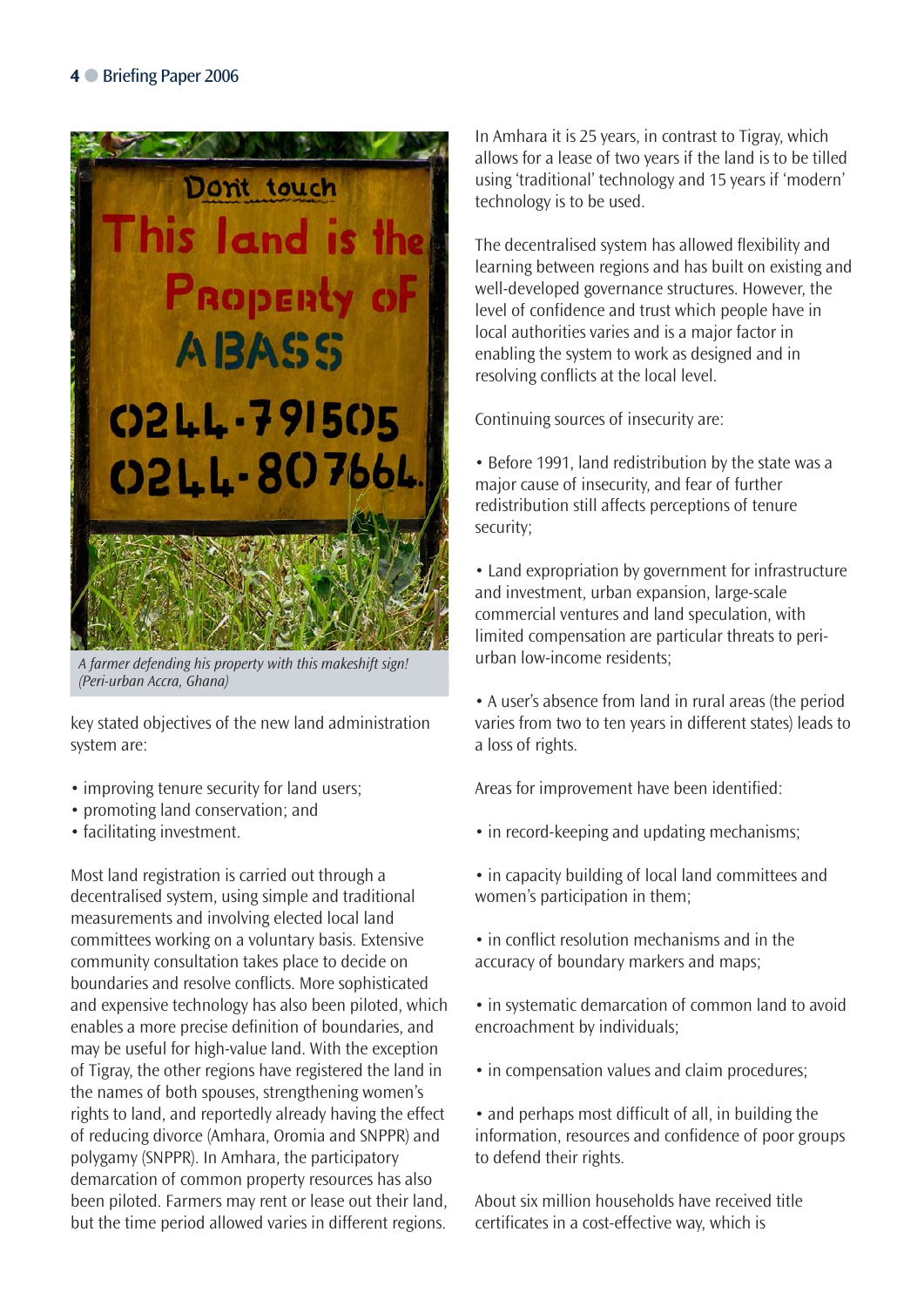A farmer defending his property with this makeshift sign! (Peri-urban Accra, Ghana)

key stated objectives of the new land administration system are:

- improving tenure security for land users;
- promoting land conservation; and
- facilitating investment.

Most land registration is carried out through a decentralised system, using simple and traditional measurements and involving elected local land committees working on a voluntary basis. Extensive community consultation takes place to decide on boundaries and resolve conflicts. More sophisticated and expensive technology has also been piloted, which enables a more precise definition of boundaries, and may be useful for high-value land. With the exception of Tigray, the other regions have registered the land in the names of both spouses, strengthening women's rights to land, and reportedly already having the effect of reducing divorce (Amhara, Oromia and SNPPR) and polygamy (SNPPR). In Amhara, the participatory demarcation of common property resources has also been piloted. Farmers may rent or lease out their land, but the time period allowed varies in different regions. In Amhara it is 25 years, in contrast to Tigray, which allows for a lease of two years if the land is to be tilled using 'traditional' technology and 15 years if 'modern' technology is to be used.

The decentralised system has allowed flexibility and learning between regions and has built on existing and well-developed governance structures. However, the level of confidence and trust which people have in local authorities varies and is a major factor in enabling the system to work as designed and in resolving conflicts at the local level.

Continuing sources of insecurity are:

- Before 1991, land redistribution by the state was a major cause of insecurity, and fear of further redistribution still affects perceptions of tenure security;

- Land expropriation by government for infrastructure and investment, urban expansion, large-scale commercial ventures and land speculation, with limited compensation are particular threats to peri-urban low-income residents;

- A user's absence from land in rural areas (the period varies from two to ten years in different states) leads to a loss of rights.

Areas for improvement have been identified:

- in record-keeping and updating mechanisms;

- in capacity building of local land committees and women's participation in them;

- in conflict resolution mechanisms and in the accuracy of boundary markers and maps;

- in systematic demarcation of common land to avoid encroachment by individuals;

- in compensation values and claim procedures;

- and perhaps most difficult of all, in building the information, resources and confidence of poor groups to defend their rights.

About six million households have received title certificates in a cost-effective way, which is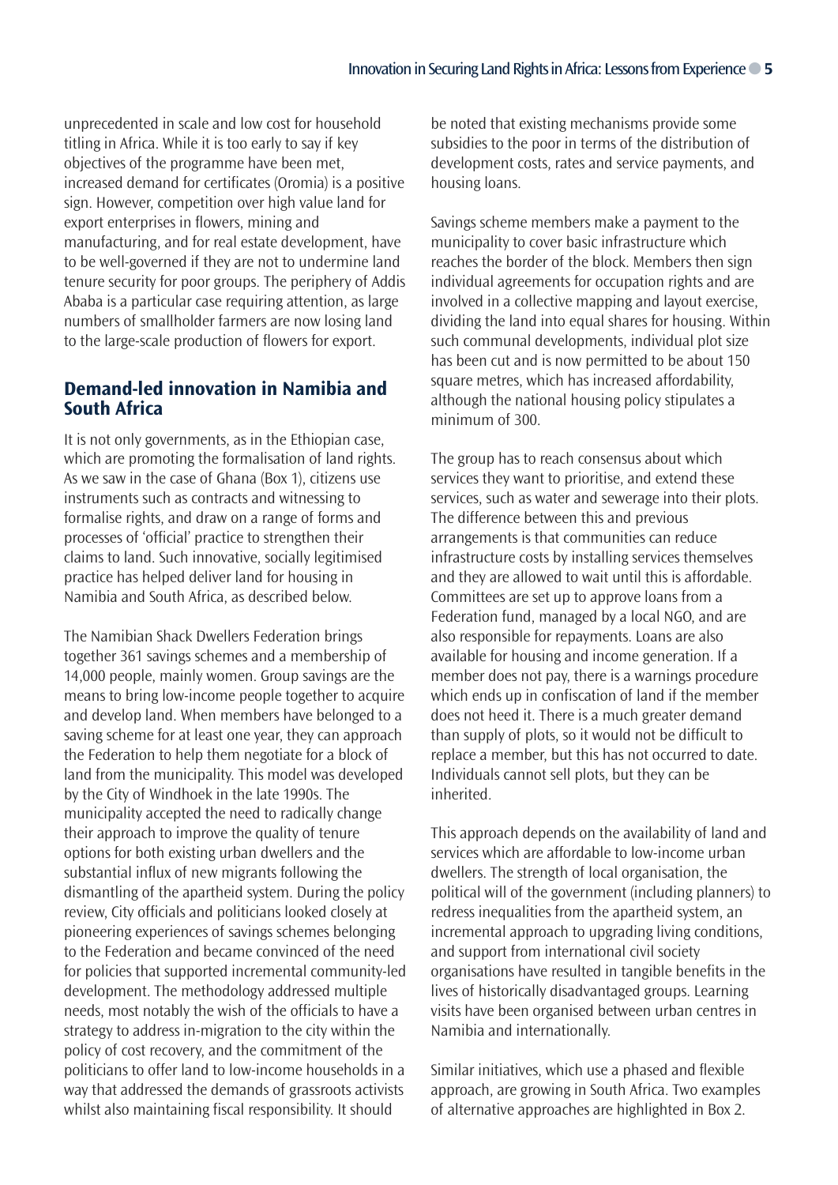unprecedented in scale and low cost for household titling in Africa. While it is too early to say if key objectives of the programme have been met, increased demand for certificates (Oromia) is a positive sign. However, competition over high value land for export enterprises in flowers, mining and manufacturing, and for real estate development, have to be well-governed if they are not to undermine land tenure security for poor groups. The periphery of Addis Ababa is a particular case requiring attention, as large numbers of smallholder farmers are now losing land to the large-scale production of flowers for export.

## Demand-led innovation in Namibia and South Africa

It is not only governments, as in the Ethiopian case, which are promoting the formalisation of land rights. As we saw in the case of Ghana (Box 1), citizens use instruments such as contracts and witnessing to formalise rights, and draw on a range of forms and processes of 'official' practice to strengthen their claims to land. Such innovative, socially legitimised practice has helped deliver land for housing in Namibia and South Africa, as described below.

The Namibian Shack Dwellers Federation brings together 361 savings schemes and a membership of 14,000 people, mainly women. Group savings are the means to bring low-income people together to acquire and develop land. When members have belonged to a saving scheme for at least one year, they can approach the Federation to help them negotiate for a block of land from the municipality. This model was developed by the City of Windhoek in the late 1990s. The municipality accepted the need to radically change their approach to improve the quality of tenure options for both existing urban dwellers and the substantial influx of new migrants following the dismantling of the apartheid system. During the policy review, City officials and politicians looked closely at pioneering experiences of savings schemes belonging to the Federation and became convinced of the need for policies that supported incremental community-led development. The methodology addressed multiple needs, most notably the wish of the officials to have a strategy to address in-migration to the city within the policy of cost recovery, and the commitment of the politicians to offer land to low-income households in a way that addressed the demands of grassroots activists whilst also maintaining fiscal responsibility. It should be noted that existing mechanisms provide some subsidies to the poor in terms of the distribution of development costs, rates and service payments, and housing loans.

Savings scheme members make a payment to the municipality to cover basic infrastructure which reaches the border of the block. Members then sign individual agreements for occupation rights and are involved in a collective mapping and layout exercise, dividing the land into equal shares for housing. Within such communal developments, individual plot size has been cut and is now permitted to be about 150 square metres, which has increased affordability, although the national housing policy stipulates a minimum of 300.

The group has to reach consensus about which services they want to prioritise, and extend these services, such as water and sewerage into their plots. The difference between this and previous arrangements is that communities can reduce infrastructure costs by installing services themselves and they are allowed to wait until this is affordable. Committees are set up to approve loans from a Federation fund, managed by a local NGO, and are also responsible for repayments. Loans are also available for housing and income generation. If a member does not pay, there is a warnings procedure which ends up in confiscation of land if the member does not heed it. There is a much greater demand than supply of plots, so it would not be difficult to replace a member, but this has not occurred to date. Individuals cannot sell plots, but they can be inherited.

This approach depends on the availability of land and services which are affordable to low-income urban dwellers. The strength of local organisation, the political will of the government (including planners) to redress inequalities from the apartheid system, an incremental approach to upgrading living conditions, and support from international civil society organisations have resulted in tangible benefits in the lives of historically disadvantaged groups. Learning visits have been organised between urban centres in Namibia and internationally.

Similar initiatives, which use a phased and flexible approach, are growing in South Africa. Two examples of alternative approaches are highlighted in Box 2.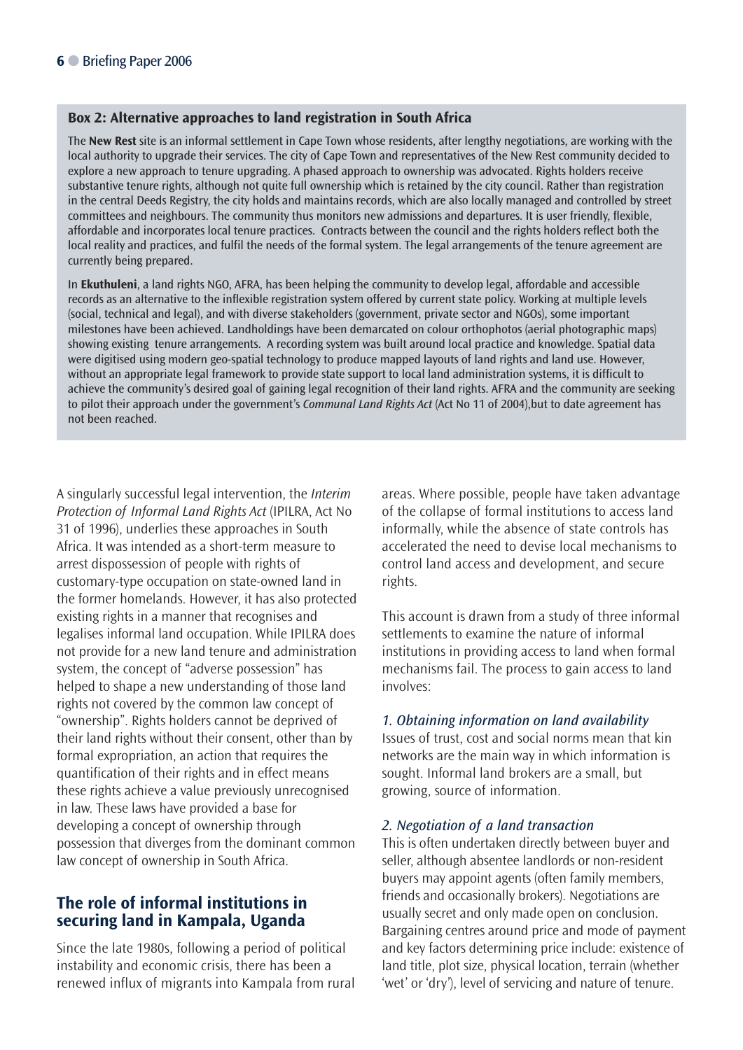### Box 2: Alternative approaches to land registration in South Africa

The **New Rest** site is an informal settlement in Cape Town whose residents, after lengthy negotiations, are working with the local authority to upgrade their services. The city of Cape Town and representatives of the New Rest community decided to explore a new approach to tenure upgrading. A phased approach to ownership was advocated. Rights holders receive substantive tenure rights, although not quite full ownership which is retained by the city council. Rather than registration in the central Deeds Registry, the city holds and maintains records, which are also locally managed and controlled by street committees and neighbours. The community thus monitors new admissions and departures. It is user friendly, flexible, affordable and incorporates local tenure practices. Contracts between the council and the rights holders reflect both the local reality and practices, and fulfil the needs of the formal system. The legal arrangements of the tenure agreement are currently being prepared.

In **Ekuthuleni**, a land rights NGO, AFRA, has been helping the community to develop legal, affordable and accessible records as an alternative to the inflexible registration system offered by current state policy. Working at multiple levels (social, technical and legal), and with diverse stakeholders (government, private sector and NGOs), some important milestones have been achieved. Landholdings have been demarcated on colour orthophotos (aerial photographic maps) showing existing tenure arrangements. A recording system was built around local practice and knowledge. Spatial data were digitised using modern geo-spatial technology to produce mapped layouts of land rights and land use. However, without an appropriate legal framework to provide state support to local land administration systems, it is difficult to achieve the community's desired goal of gaining legal recognition of their land rights. AFRA and the community are seeking to pilot their approach under the government's *Communal Land Rights Act* (Act No 11 of 2004),but to date agreement has not been reached.

A singularly successful legal intervention, the *Interim Protection of Informal Land Rights Act* (IPILRA, Act No 31 of 1996), underlies these approaches in South Africa. It was intended as a short-term measure to arrest dispossession of people with rights of customary-type occupation on state-owned land in the former homelands. However, it has also protected existing rights in a manner that recognises and legalises informal land occupation. While IPILRA does not provide for a new land tenure and administration system, the concept of "adverse possession" has helped to shape a new understanding of those land rights not covered by the common law concept of "ownership". Rights holders cannot be deprived of their land rights without their consent, other than by formal expropriation, an action that requires the quantification of their rights and in effect means these rights achieve a value previously unrecognised in law. These laws have provided a base for developing a concept of ownership through possession that diverges from the dominant common law concept of ownership in South Africa.

## The role of informal institutions in securing land in Kampala, Uganda

Since the late 1980s, following a period of political instability and economic crisis, there has been a renewed influx of migrants into Kampala from rural areas. Where possible, people have taken advantage of the collapse of formal institutions to access land informally, while the absence of state controls has accelerated the need to devise local mechanisms to control land access and development, and secure rights.

This account is drawn from a study of three informal settlements to examine the nature of informal institutions in providing access to land when formal mechanisms fail. The process to gain access to land involves:

*1. Obtaining information on land availability*

Issues of trust, cost and social norms mean that kin networks are the main way in which information is sought. Informal land brokers are a small, but growing, source of information.

*2. Negotiation of a land transaction*

This is often undertaken directly between buyer and seller, although absentee landlords or non-resident buyers may appoint agents (often family members, friends and occasionally brokers). Negotiations are usually secret and only made open on conclusion. Bargaining centres around price and mode of payment and key factors determining price include: existence of land title, plot size, physical location, terrain (whether 'wet' or 'dry'), level of servicing and nature of tenure.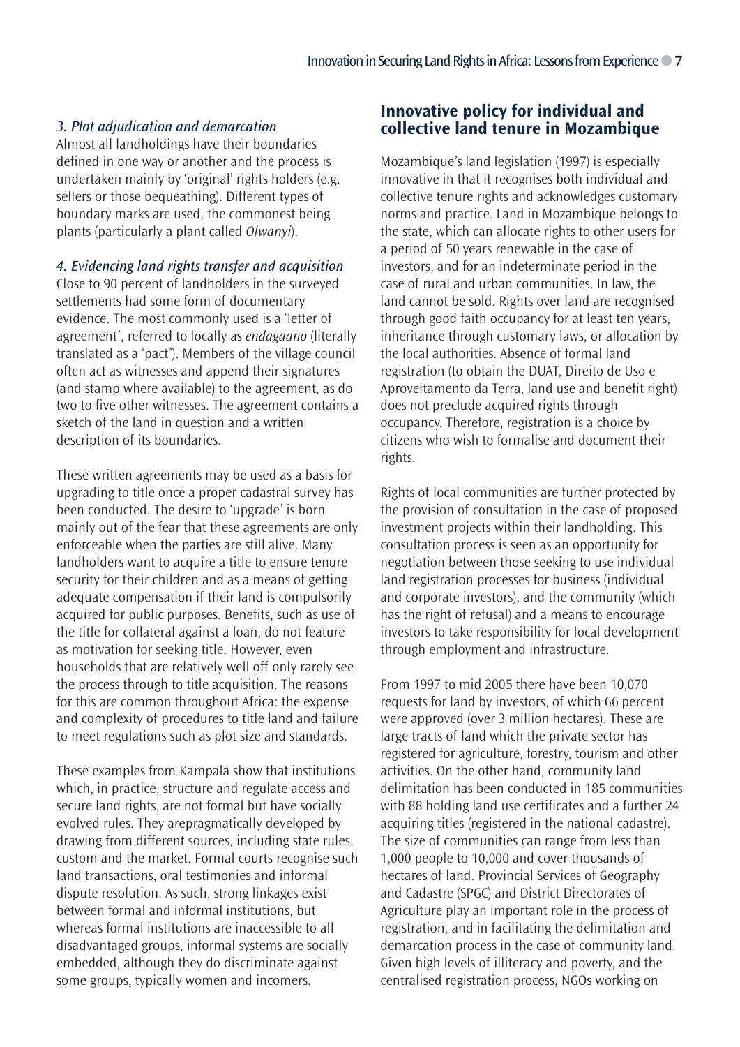*3. Plot adjudication and demarcation*

Almost all landholdings have their boundaries defined in one way or another and the process is undertaken mainly by 'original' rights holders (e.g. sellers or those bequeathing). Different types of boundary marks are used, the commonest being plants (particularly a plant called *Olwanyi*).

*4. Evidencing land rights transfer and acquisition*

Close to 90 percent of landholders in the surveyed settlements had some form of documentary evidence. The most commonly used is a 'letter of agreement', referred to locally as *endagaano* (literally translated as a 'pact'). Members of the village council often act as witnesses and append their signatures (and stamp where available) to the agreement, as do two to five other witnesses. The agreement contains a sketch of the land in question and a written description of its boundaries.

These written agreements may be used as a basis for upgrading to title once a proper cadastral survey has been conducted. The desire to 'upgrade' is born mainly out of the fear that these agreements are only enforceable when the parties are still alive. Many landholders want to acquire a title to ensure tenure security for their children and as a means of getting adequate compensation if their land is compulsorily acquired for public purposes. Benefits, such as use of the title for collateral against a loan, do not feature as motivation for seeking title. However, even households that are relatively well off only rarely see the process through to title acquisition. The reasons for this are common throughout Africa: the expense and complexity of procedures to title land and failure to meet regulations such as plot size and standards.

These examples from Kampala show that institutions which, in practice, structure and regulate access and secure land rights, are not formal but have socially evolved rules. They arepragmatically developed by drawing from different sources, including state rules, custom and the market. Formal courts recognise such land transactions, oral testimonies and informal dispute resolution. As such, strong linkages exist between formal and informal institutions, but whereas formal institutions are inaccessible to all disadvantaged groups, informal systems are socially embedded, although they do discriminate against some groups, typically women and incomers.

## Innovative policy for individual and collective land tenure in Mozambique

Mozambique's land legislation (1997) is especially innovative in that it recognises both individual and collective tenure rights and acknowledges customary norms and practice. Land in Mozambique belongs to the state, which can allocate rights to other users for a period of 50 years renewable in the case of investors, and for an indeterminate period in the case of rural and urban communities. In law, the land cannot be sold. Rights over land are recognised through good faith occupancy for at least ten years, inheritance through customary laws, or allocation by the local authorities. Absence of formal land registration (to obtain the DUAT, Direito de Uso e Aproveitamento da Terra, land use and benefit right) does not preclude acquired rights through occupancy. Therefore, registration is a choice by citizens who wish to formalise and document their rights.

Rights of local communities are further protected by the provision of consultation in the case of proposed investment projects within their landholding. This consultation process is seen as an opportunity for negotiation between those seeking to use individual land registration processes for business (individual and corporate investors), and the community (which has the right of refusal) and a means to encourage investors to take responsibility for local development through employment and infrastructure.

From 1997 to mid 2005 there have been 10,070 requests for land by investors, of which 66 percent were approved (over 3 million hectares). These are large tracts of land which the private sector has registered for agriculture, forestry, tourism and other activities. On the other hand, community land delimitation has been conducted in 185 communities with 88 holding land use certificates and a further 24 acquiring titles (registered in the national cadastre). The size of communities can range from less than 1,000 people to 10,000 and cover thousands of hectares of land. Provincial Services of Geography and Cadastre (SPGC) and District Directorates of Agriculture play an important role in the process of registration, and in facilitating the delimitation and demarcation process in the case of community land. Given high levels of illiteracy and poverty, and the centralised registration process, NGOs working on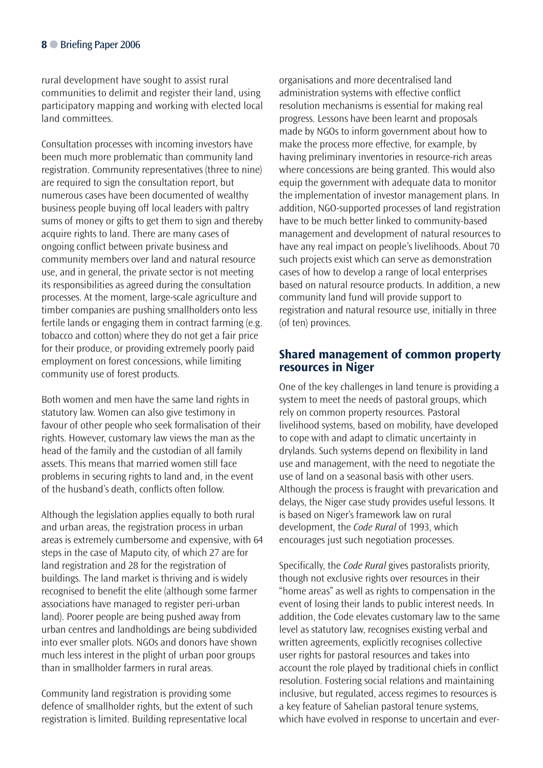rural development have sought to assist rural communities to delimit and register their land, using participatory mapping and working with elected local land committees.

Consultation processes with incoming investors have been much more problematic than community land registration. Community representatives (three to nine) are required to sign the consultation report, but numerous cases have been documented of wealthy business people buying off local leaders with paltry sums of money or gifts to get them to sign and thereby acquire rights to land. There are many cases of ongoing conflict between private business and community members over land and natural resource use, and in general, the private sector is not meeting its responsibilities as agreed during the consultation processes. At the moment, large-scale agriculture and timber companies are pushing smallholders onto less fertile lands or engaging them in contract farming (e.g. tobacco and cotton) where they do not get a fair price for their produce, or providing extremely poorly paid employment on forest concessions, while limiting community use of forest products.

Both women and men have the same land rights in statutory law. Women can also give testimony in favour of other people who seek formalisation of their rights. However, customary law views the man as the head of the family and the custodian of all family assets. This means that married women still face problems in securing rights to land and, in the event of the husband's death, conflicts often follow.

Although the legislation applies equally to both rural and urban areas, the registration process in urban areas is extremely cumbersome and expensive, with 64 steps in the case of Maputo city, of which 27 are for land registration and 28 for the registration of buildings. The land market is thriving and is widely recognised to benefit the elite (although some farmer associations have managed to register peri-urban land). Poorer people are being pushed away from urban centres and landholdings are being subdivided into ever smaller plots. NGOs and donors have shown much less interest in the plight of urban poor groups than in smallholder farmers in rural areas.

Community land registration is providing some defence of smallholder rights, but the extent of such registration is limited. Building representative local organisations and more decentralised land administration systems with effective conflict resolution mechanisms is essential for making real progress. Lessons have been learnt and proposals made by NGOs to inform government about how to make the process more effective, for example, by having preliminary inventories in resource-rich areas where concessions are being granted. This would also equip the government with adequate data to monitor the implementation of investor management plans. In addition, NGO-supported processes of land registration have to be much better linked to community-based management and development of natural resources to have any real impact on people's livelihoods. About 70 such projects exist which can serve as demonstration cases of how to develop a range of local enterprises based on natural resource products. In addition, a new community land fund will provide support to registration and natural resource use, initially in three (of ten) provinces.

## Shared management of common property resources in Niger

One of the key challenges in land tenure is providing a system to meet the needs of pastoral groups, which rely on common property resources. Pastoral livelihood systems, based on mobility, have developed to cope with and adapt to climatic uncertainty in drylands. Such systems depend on flexibility in land use and management, with the need to negotiate the use of land on a seasonal basis with other users. Although the process is fraught with prevarication and delays, the Niger case study provides useful lessons. It is based on Niger's framework law on rural development, the *Code Rural* of 1993, which encourages just such negotiation processes.

Specifically, the *Code Rural* gives pastoralists priority, though not exclusive rights over resources in their "home areas" as well as rights to compensation in the event of losing their lands to public interest needs. In addition, the Code elevates customary law to the same level as statutory law, recognises existing verbal and written agreements, explicitly recognises collective user rights for pastoral resources and takes into account the role played by traditional chiefs in conflict resolution. Fostering social relations and maintaining inclusive, but regulated, access regimes to resources is a key feature of Sahelian pastoral tenure systems, which have evolved in response to uncertain and ever-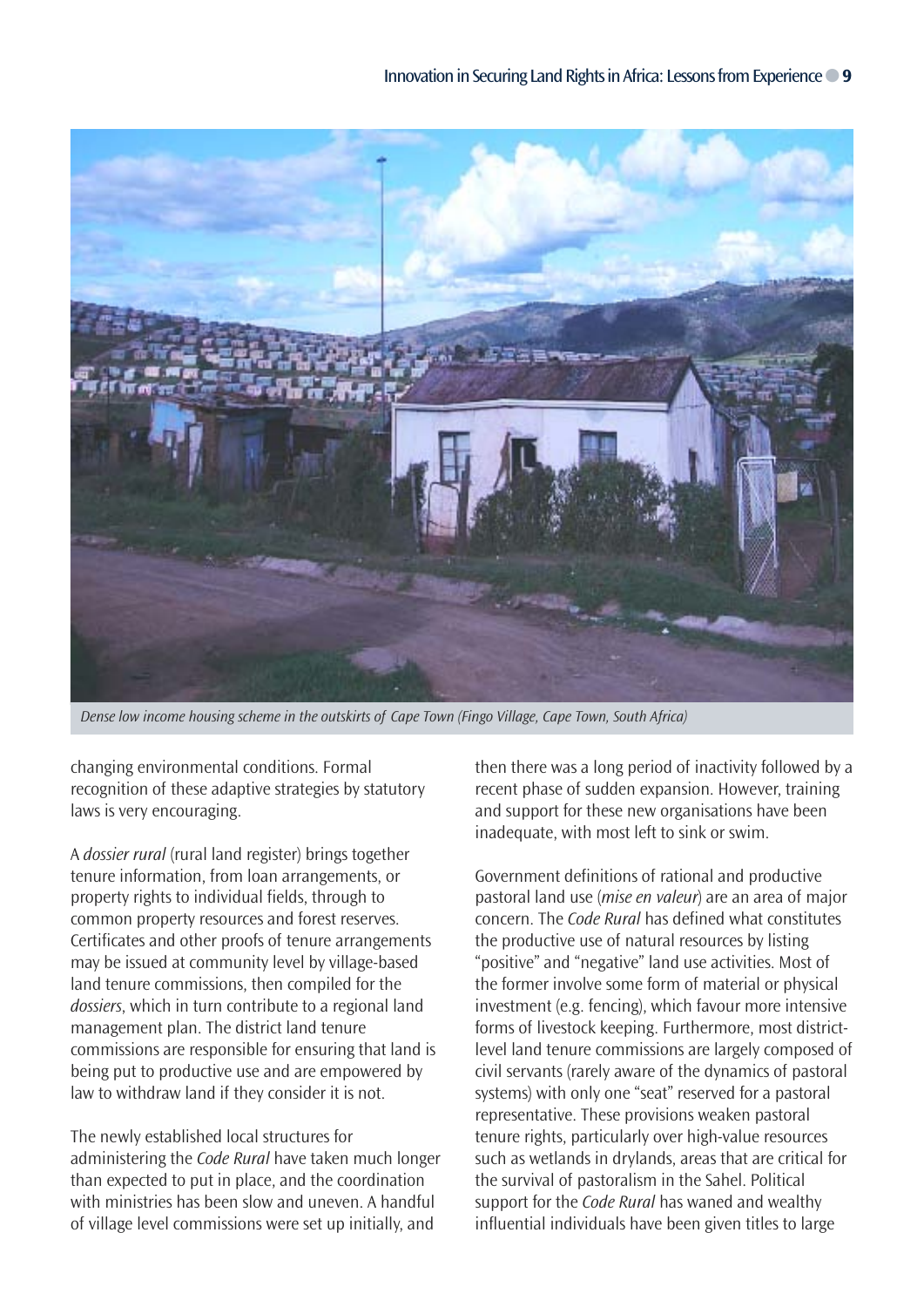*Dense low income housing scheme in the outskirts of Cape Town (Fingo Village, Cape Town, South Africa)*

changing environmental conditions. Formal recognition of these adaptive strategies by statutory laws is very encouraging.

A *dossier rural* (rural land register) brings together tenure information, from loan arrangements, or property rights to individual fields, through to common property resources and forest reserves. Certificates and other proofs of tenure arrangements may be issued at community level by village-based land tenure commissions, then compiled for the *dossiers*, which in turn contribute to a regional land management plan. The district land tenure commissions are responsible for ensuring that land is being put to productive use and are empowered by law to withdraw land if they consider it is not.

The newly established local structures for administering the *Code Rural* have taken much longer than expected to put in place, and the coordination with ministries has been slow and uneven. A handful of village level commissions were set up initially, and then there was a long period of inactivity followed by a recent phase of sudden expansion. However, training and support for these new organisations have been inadequate, with most left to sink or swim.

Government definitions of rational and productive pastoral land use (*mise en valeur*) are an area of major concern. The *Code Rural* has defined what constitutes the productive use of natural resources by listing "positive" and "negative" land use activities. Most of the former involve some form of material or physical investment (e.g. fencing), which favour more intensive forms of livestock keeping. Furthermore, most district-level land tenure commissions are largely composed of civil servants (rarely aware of the dynamics of pastoral systems) with only one "seat" reserved for a pastoral representative. These provisions weaken pastoral tenure rights, particularly over high-value resources such as wetlands in drylands, areas that are critical for the survival of pastoralism in the Sahel. Political support for the *Code Rural* has waned and wealthy influential individuals have been given titles to large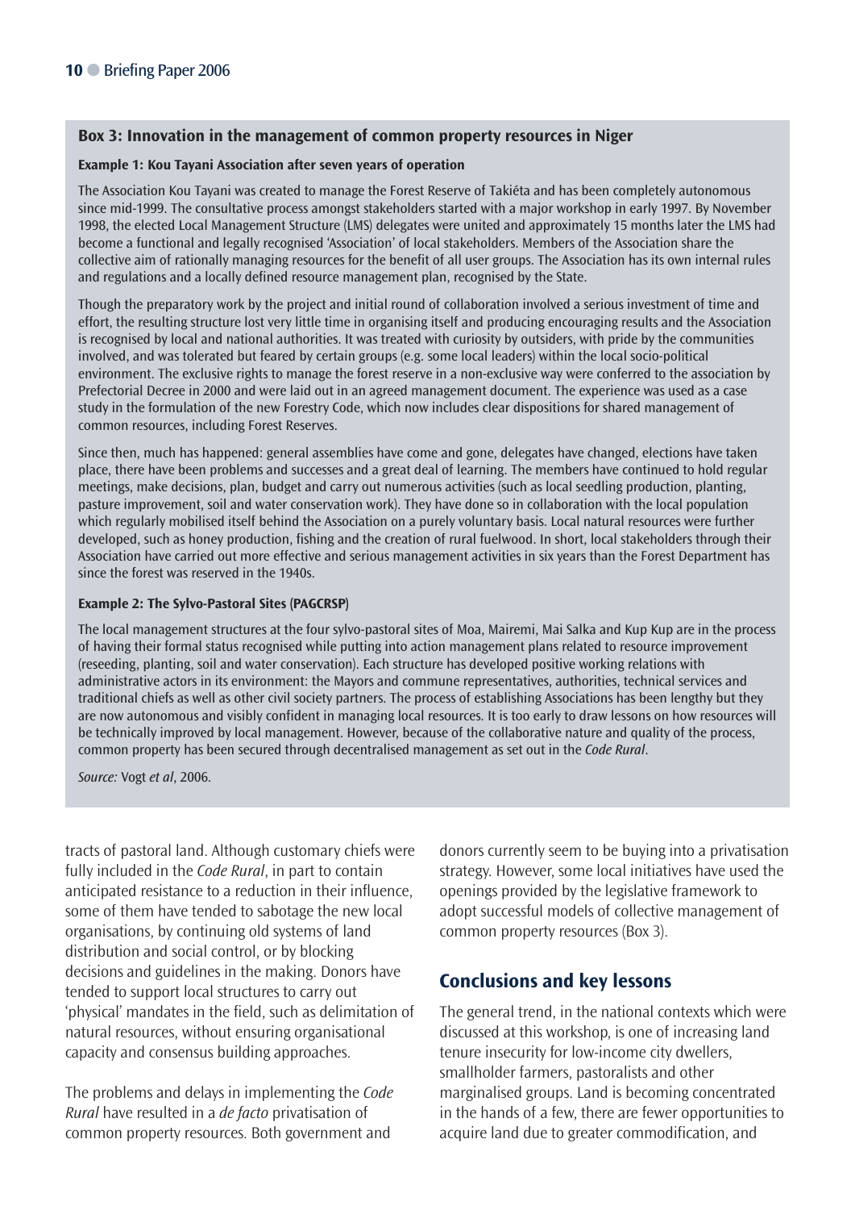### Box 3: Innovation in the management of common property resources in Niger

**Example 1: Kou Tayani Association after seven years of operation**

The Association Kou Tayani was created to manage the Forest Reserve of Takiéta and has been completely autonomous since mid-1999. The consultative process amongst stakeholders started with a major workshop in early 1997. By November 1998, the elected Local Management Structure (LMS) delegates were united and approximately 15 months later the LMS had become a functional and legally recognised 'Association' of local stakeholders. Members of the Association share the collective aim of rationally managing resources for the benefit of all user groups. The Association has its own internal rules and regulations and a locally defined resource management plan, recognised by the State.

Though the preparatory work by the project and initial round of collaboration involved a serious investment of time and effort, the resulting structure lost very little time in organising itself and producing encouraging results and the Association is recognised by local and national authorities. It was treated with curiosity by outsiders, with pride by the communities involved, and was tolerated but feared by certain groups (e.g. some local leaders) within the local socio-political environment. The exclusive rights to manage the forest reserve in a non-exclusive way were conferred to the association by Prefectorial Decree in 2000 and were laid out in an agreed management document. The experience was used as a case study in the formulation of the new Forestry Code, which now includes clear dispositions for shared management of common resources, including Forest Reserves.

Since then, much has happened: general assemblies have come and gone, delegates have changed, elections have taken place, there have been problems and successes and a great deal of learning. The members have continued to hold regular meetings, make decisions, plan, budget and carry out numerous activities (such as local seedling production, planting, pasture improvement, soil and water conservation work). They have done so in collaboration with the local population which regularly mobilised itself behind the Association on a purely voluntary basis. Local natural resources were further developed, such as honey production, fishing and the creation of rural fuelwood. In short, local stakeholders through their Association have carried out more effective and serious management activities in six years than the Forest Department has since the forest was reserved in the 1940s.

**Example 2: The Sylvo-Pastoral Sites (PAGCRSP)**

The local management structures at the four sylvo-pastoral sites of Moa, Mairemi, Mai Salka and Kup Kup are in the process of having their formal status recognised while putting into action management plans related to resource improvement (reseeding, planting, soil and water conservation). Each structure has developed positive working relations with administrative actors in its environment: the Mayors and commune representatives, authorities, technical services and traditional chiefs as well as other civil society partners. The process of establishing Associations has been lengthy but they are now autonomous and visibly confident in managing local resources. It is too early to draw lessons on how resources will be technically improved by local management. However, because of the collaborative nature and quality of the process, common property has been secured through decentralised management as set out in the *Code Rural*.

*Source:* Vogt *et al*, 2006.

tracts of pastoral land. Although customary chiefs were fully included in the *Code Rural*, in part to contain anticipated resistance to a reduction in their influence, some of them have tended to sabotage the new local organisations, by continuing old systems of land distribution and social control, or by blocking decisions and guidelines in the making. Donors have tended to support local structures to carry out 'physical' mandates in the field, such as delimitation of natural resources, without ensuring organisational capacity and consensus building approaches.

The problems and delays in implementing the *Code Rural* have resulted in a *de facto* privatisation of common property resources. Both government and donors currently seem to be buying into a privatisation strategy. However, some local initiatives have used the openings provided by the legislative framework to adopt successful models of collective management of common property resources (Box 3).

## Conclusions and key lessons

The general trend, in the national contexts which were discussed at this workshop, is one of increasing land tenure insecurity for low-income city dwellers, smallholder farmers, pastoralists and other marginalised groups. Land is becoming concentrated in the hands of a few, there are fewer opportunities to acquire land due to greater commodification, and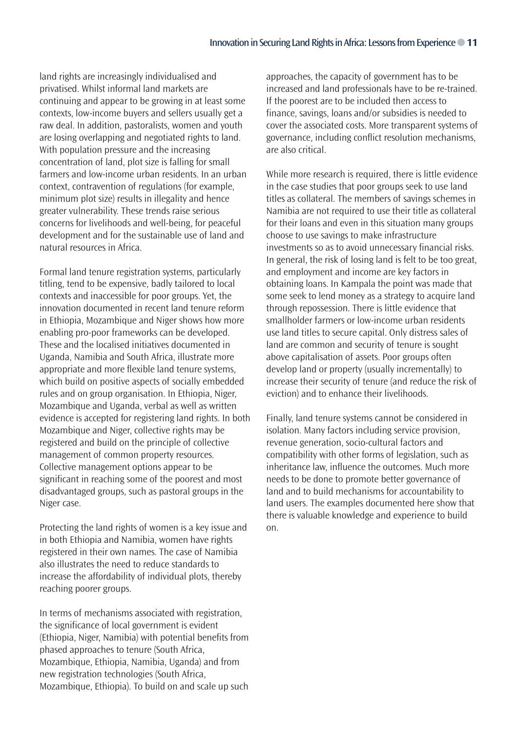land rights are increasingly individualised and privatised. Whilst informal land markets are continuing and appear to be growing in at least some contexts, low-income buyers and sellers usually get a raw deal. In addition, pastoralists, women and youth are losing overlapping and negotiated rights to land. With population pressure and the increasing concentration of land, plot size is falling for small farmers and low-income urban residents. In an urban context, contravention of regulations (for example, minimum plot size) results in illegality and hence greater vulnerability. These trends raise serious concerns for livelihoods and well-being, for peaceful development and for the sustainable use of land and natural resources in Africa.

Formal land tenure registration systems, particularly titling, tend to be expensive, badly tailored to local contexts and inaccessible for poor groups. Yet, the innovation documented in recent land tenure reform in Ethiopia, Mozambique and Niger shows how more enabling pro-poor frameworks can be developed. These and the localised initiatives documented in Uganda, Namibia and South Africa, illustrate more appropriate and more flexible land tenure systems, which build on positive aspects of socially embedded rules and on group organisation. In Ethiopia, Niger, Mozambique and Uganda, verbal as well as written evidence is accepted for registering land rights. In both Mozambique and Niger, collective rights may be registered and build on the principle of collective management of common property resources. Collective management options appear to be significant in reaching some of the poorest and most disadvantaged groups, such as pastoral groups in the Niger case.

Protecting the land rights of women is a key issue and in both Ethiopia and Namibia, women have rights registered in their own names. The case of Namibia also illustrates the need to reduce standards to increase the affordability of individual plots, thereby reaching poorer groups.

In terms of mechanisms associated with registration, the significance of local government is evident (Ethiopia, Niger, Namibia) with potential benefits from phased approaches to tenure (South Africa, Mozambique, Ethiopia, Namibia, Uganda) and from new registration technologies (South Africa, Mozambique, Ethiopia). To build on and scale up such approaches, the capacity of government has to be increased and land professionals have to be re-trained. If the poorest are to be included then access to finance, savings, loans and/or subsidies is needed to cover the associated costs. More transparent systems of governance, including conflict resolution mechanisms, are also critical.

While more research is required, there is little evidence in the case studies that poor groups seek to use land titles as collateral. The members of savings schemes in Namibia are not required to use their title as collateral for their loans and even in this situation many groups choose to use savings to make infrastructure investments so as to avoid unnecessary financial risks. In general, the risk of losing land is felt to be too great, and employment and income are key factors in obtaining loans. In Kampala the point was made that some seek to lend money as a strategy to acquire land through repossession. There is little evidence that smallholder farmers or low-income urban residents use land titles to secure capital. Only distress sales of land are common and security of tenure is sought above capitalisation of assets. Poor groups often develop land or property (usually incrementally) to increase their security of tenure (and reduce the risk of eviction) and to enhance their livelihoods.

Finally, land tenure systems cannot be considered in isolation. Many factors including service provision, revenue generation, socio-cultural factors and compatibility with other forms of legislation, such as inheritance law, influence the outcomes. Much more needs to be done to promote better governance of land and to build mechanisms for accountability to land users. The examples documented here show that there is valuable knowledge and experience to build on.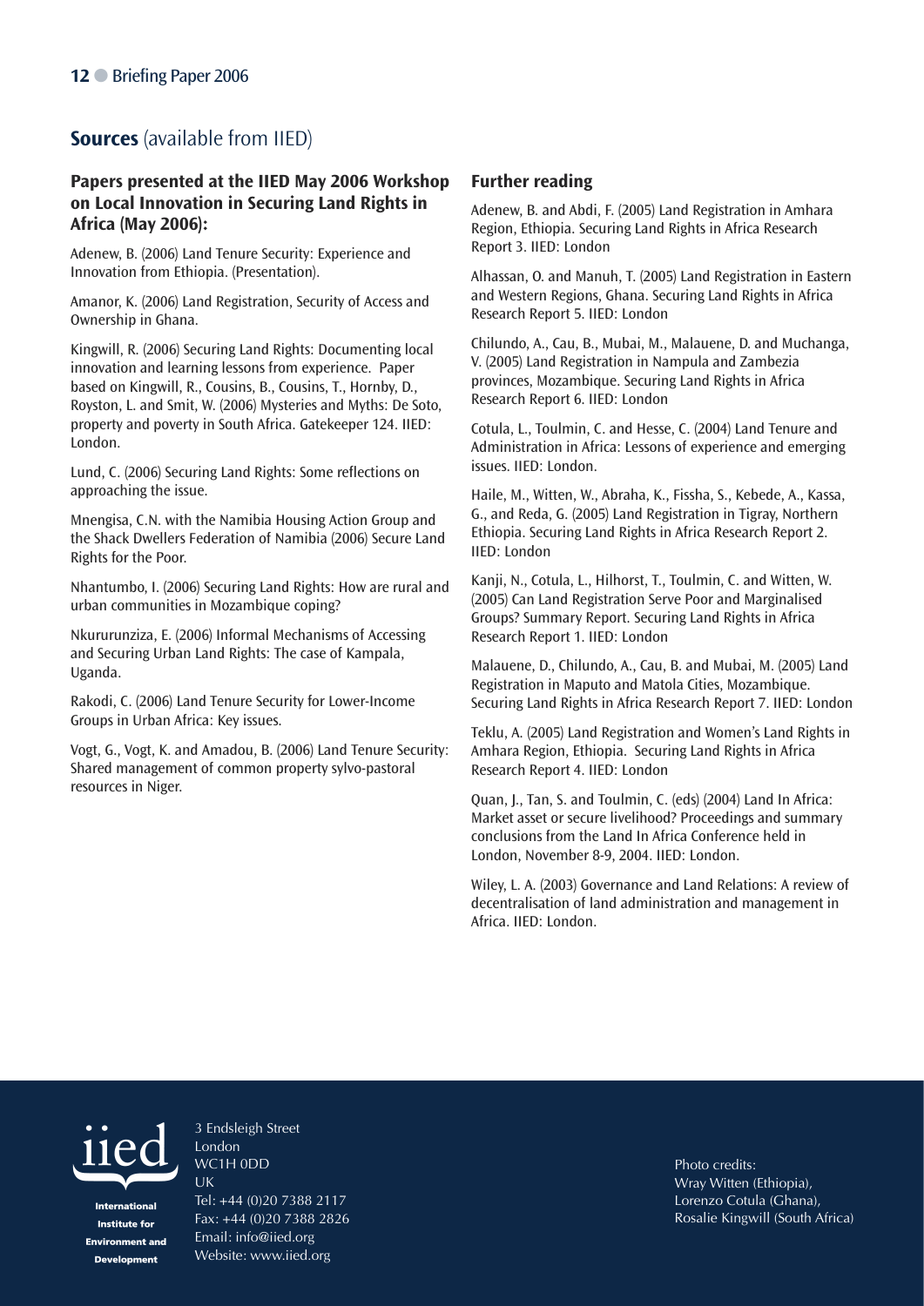## **Sources** (available from IIED)

### Papers presented at the IIED May 2006 Workshop on Local Innovation in Securing Land Rights in Africa (May 2006):

Adenew, B. (2006) Land Tenure Security: Experience and Innovation from Ethiopia. (Presentation).

Amanor, K. (2006) Land Registration, Security of Access and Ownership in Ghana.

Kingwill, R. (2006) Securing Land Rights: Documenting local innovation and learning lessons from experience. Paper based on Kingwill, R., Cousins, B., Cousins, T., Hornby, D., Royston, L. and Smit, W. (2006) Mysteries and Myths: De Soto, property and poverty in South Africa. Gatekeeper 124. IIED: London.

Lund, C. (2006) Securing Land Rights: Some reflections on approaching the issue.

Mnengisa, C.N. with the Namibia Housing Action Group and the Shack Dwellers Federation of Namibia (2006) Secure Land Rights for the Poor.

Nhantumbo, I. (2006) Securing Land Rights: How are rural and urban communities in Mozambique coping?

Nkururunziza, E. (2006) Informal Mechanisms of Accessing and Securing Urban Land Rights: The case of Kampala, Uganda.

Rakodi, C. (2006) Land Tenure Security for Lower-Income Groups in Urban Africa: Key issues.

Vogt, G., Vogt, K. and Amadou, B. (2006) Land Tenure Security: Shared management of common property sylvo-pastoral resources in Niger.

### Further reading

Adenew, B. and Abdi, F. (2005) Land Registration in Amhara Region, Ethiopia. Securing Land Rights in Africa Research Report 3. IIED: London

Alhassan, O. and Manuh, T. (2005) Land Registration in Eastern and Western Regions, Ghana. Securing Land Rights in Africa Research Report 5. IIED: London

Chilundo, A., Cau, B., Mubai, M., Malauene, D. and Muchanga, V. (2005) Land Registration in Nampula and Zambezia provinces, Mozambique. Securing Land Rights in Africa Research Report 6. IIED: London

Cotula, L., Toulmin, C. and Hesse, C. (2004) Land Tenure and Administration in Africa: Lessons of experience and emerging issues. IIED: London.

Haile, M., Witten, W., Abraha, K., Fissha, S., Kebede, A., Kassa, G., and Reda, G. (2005) Land Registration in Tigray, Northern Ethiopia. Securing Land Rights in Africa Research Report 2. IIED: London

Kanji, N., Cotula, L., Hilhorst, T., Toulmin, C. and Witten, W. (2005) Can Land Registration Serve Poor and Marginalised Groups? Summary Report. Securing Land Rights in Africa Research Report 1. IIED: London

Malauene, D., Chilundo, A., Cau, B. and Mubai, M. (2005) Land Registration in Maputo and Matola Cities, Mozambique. Securing Land Rights in Africa Research Report 7. IIED: London

Teklu, A. (2005) Land Registration and Women's Land Rights in Amhara Region, Ethiopia. Securing Land Rights in Africa Research Report 4. IIED: London

Quan, J., Tan, S. and Toulmin, C. (eds) (2004) Land In Africa: Market asset or secure livelihood? Proceedings and summary conclusions from the Land In Africa Conference held in London, November 8-9, 2004. IIED: London.

Wiley, L. A. (2003) Governance and Land Relations: A review of decentralisation of land administration and management in Africa. IIED: London.

iied
International Institute for Environment and Development

3 Endsleigh Street
London
WC1H 0DD
UK
Tel: +44 (0)20 7388 2117
Fax: +44 (0)20 7388 2826
Email: info@iied.org
Website: www.iied.org

Photo credits:
Wray Witten (Ethiopia),
Lorenzo Cotula (Ghana),
Rosalie Kingwill (South Africa)